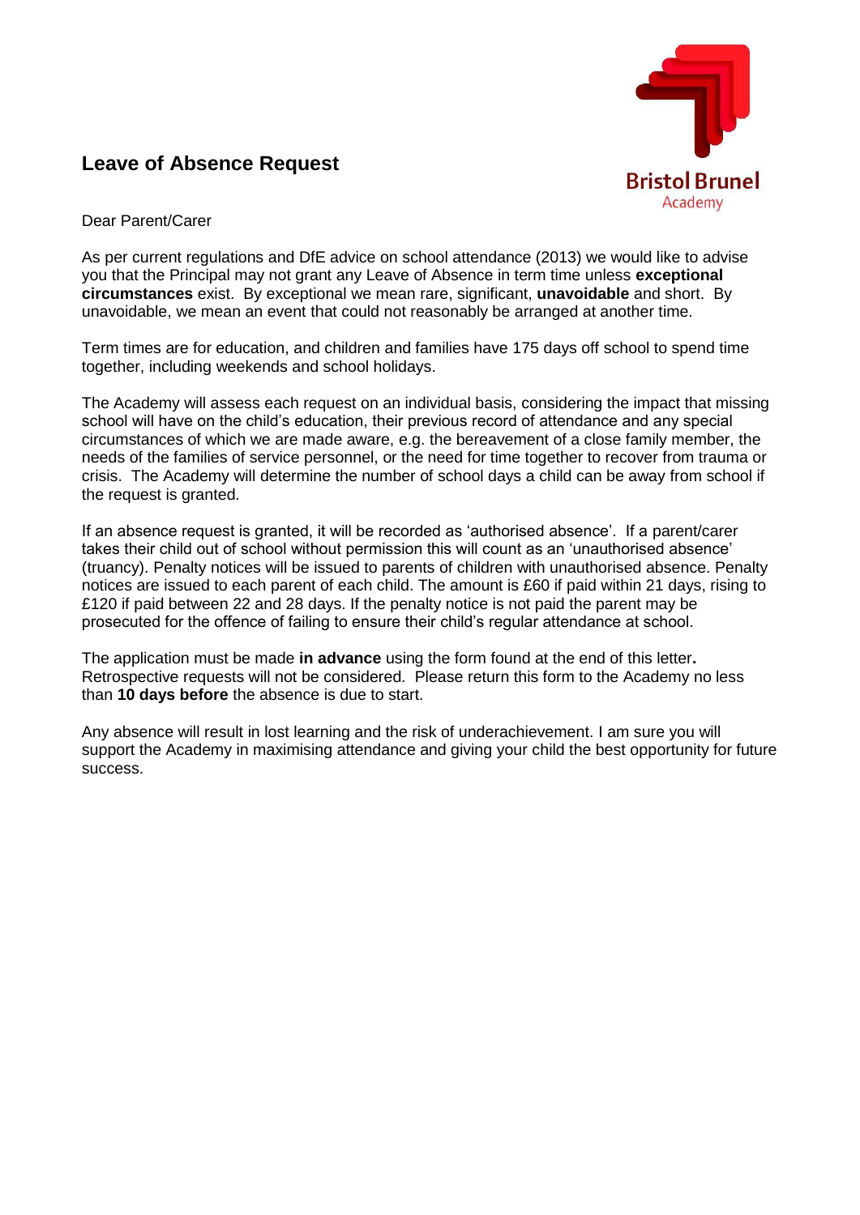# Leave of Absence Request

Bristol Brunel Academy

Dear Parent/Carer

As per current regulations and DfE advice on school attendance (2013) we would like to advise you that the Principal may not grant any Leave of Absence in term time unless **exceptional circumstances** exist. By exceptional we mean rare, significant, **unavoidable** and short. By unavoidable, we mean an event that could not reasonably be arranged at another time.

Term times are for education, and children and families have 175 days off school to spend time together, including weekends and school holidays.

The Academy will assess each request on an individual basis, considering the impact that missing school will have on the child's education, their previous record of attendance and any special circumstances of which we are made aware, e.g. the bereavement of a close family member, the needs of the families of service personnel, or the need for time together to recover from trauma or crisis. The Academy will determine the number of school days a child can be away from school if the request is granted.

If an absence request is granted, it will be recorded as 'authorised absence'. If a parent/carer takes their child out of school without permission this will count as an 'unauthorised absence' (truancy). Penalty notices will be issued to parents of children with unauthorised absence. Penalty notices are issued to each parent of each child. The amount is £60 if paid within 21 days, rising to £120 if paid between 22 and 28 days. If the penalty notice is not paid the parent may be prosecuted for the offence of failing to ensure their child's regular attendance at school.

The application must be made **in advance** using the form found at the end of this letter**.** Retrospective requests will not be considered. Please return this form to the Academy no less than **10 days before** the absence is due to start.

Any absence will result in lost learning and the risk of underachievement. I am sure you will support the Academy in maximising attendance and giving your child the best opportunity for future success.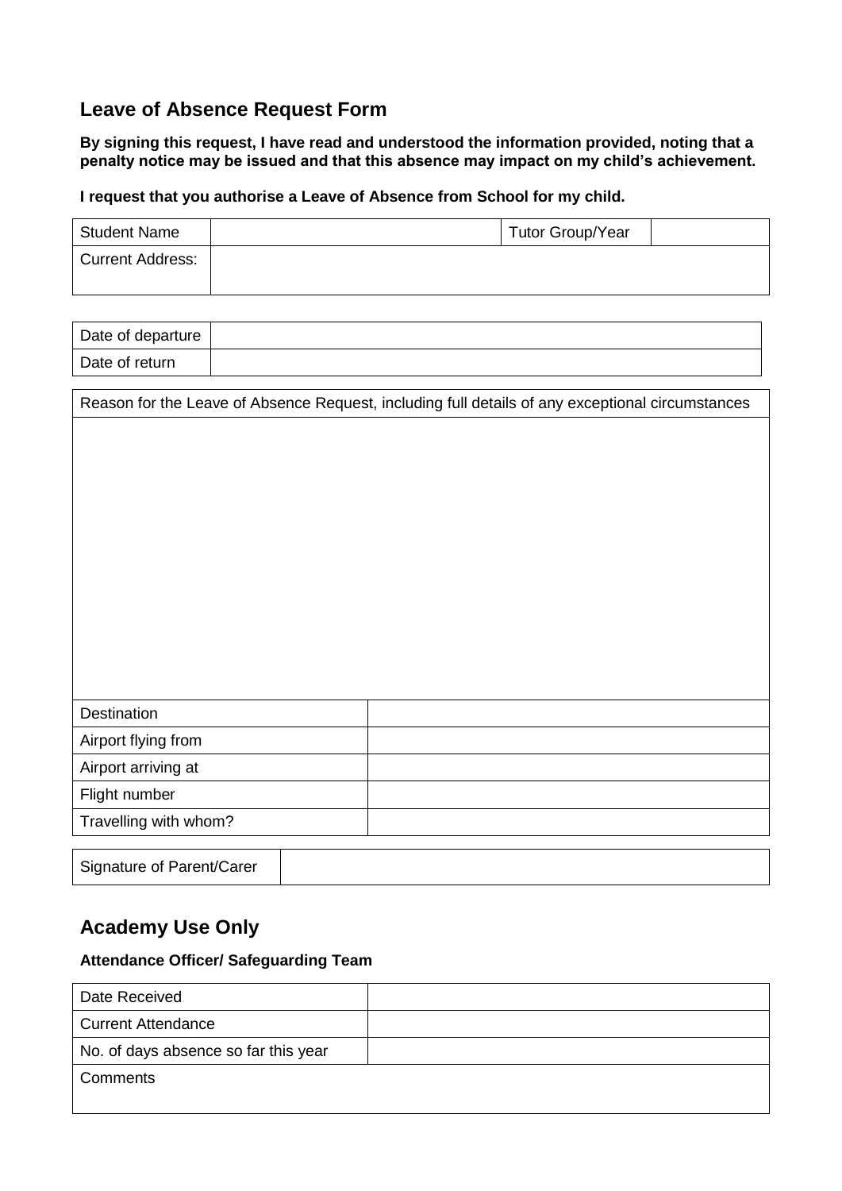## Leave of Absence Request Form

**By signing this request, I have read and understood the information provided, noting that a penalty notice may be issued and that this absence may impact on my child's achievement.**

**I request that you authorise a Leave of Absence from School for my child.**

| Student Name | | Tutor Group/Year | |
|---|---|---|---|
| Current Address: | | | |

| Date of departure | |
|---|---|
| Date of return | |

| Reason for the Leave of Absence Request, including full details of any exceptional circumstances | |
|---|---|
| | |
| Destination | |
| Airport flying from | |
| Airport arriving at | |
| Flight number | |
| Travelling with whom? | |

| Signature of Parent/Carer | |
|---|---|

## Academy Use Only

**Attendance Officer/ Safeguarding Team**

| Date Received | |
|---|---|
| Current Attendance | |
| No. of days absence so far this year | |
| Comments | |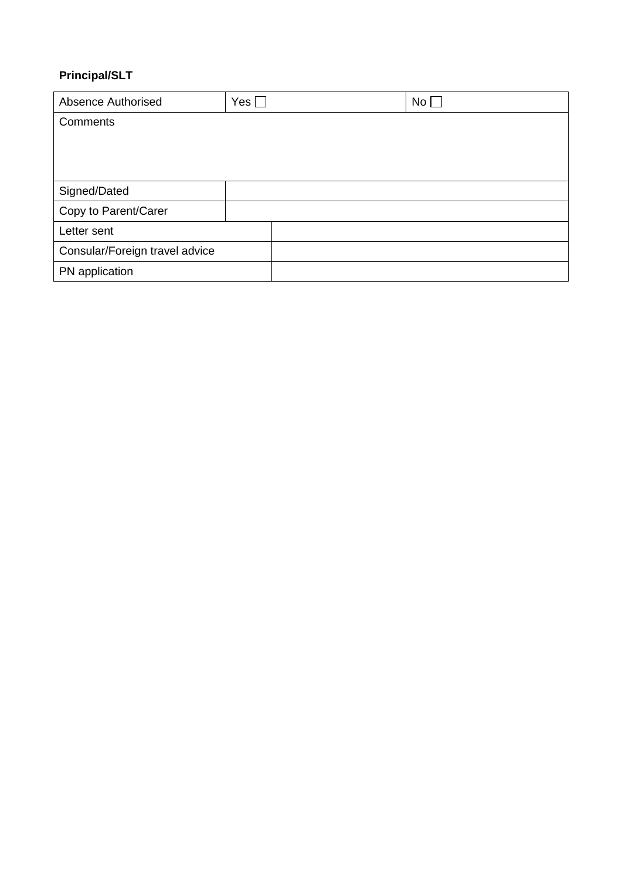**Principal/SLT**

| | | |
|---|---|---|
| Absence Authorised | Yes ☐ | No ☐ |
| Comments | | |
| Signed/Dated | | |
| Copy to Parent/Carer | | |
| Letter sent | | |
| Consular/Foreign travel advice | | |
| PN application | | |